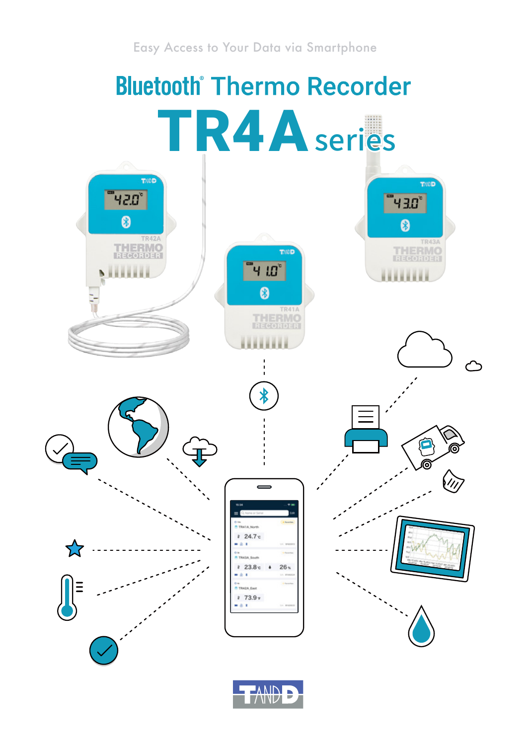Easy Access to Your Data via Smartphone

# Bluetooth® Thermo Recorder

# TR4A series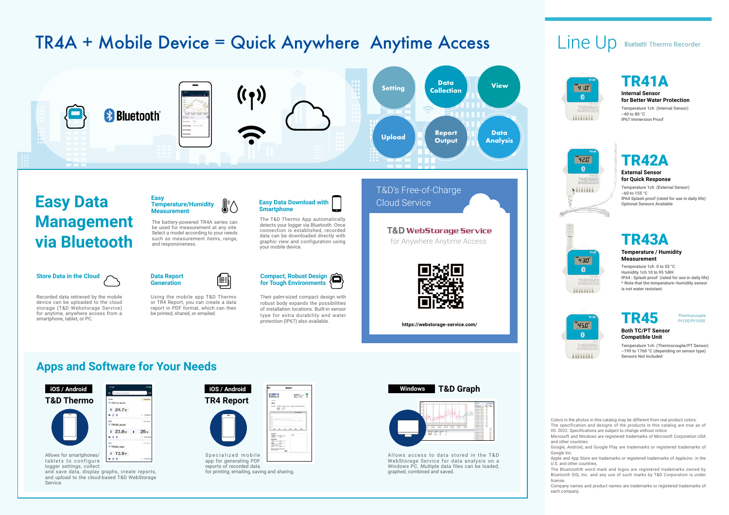# TR4A + Mobile Device = Quick Anywhere Anytime Access

Bluetooth

Setting · Data Collection · View · Upload · Report Output · Data Analysis

## Easy Data Management via Bluetooth

### Easy Temperature/Humidity Measurement

The battery-powered TR4A series can be used for measurement at any site. Select a model according to your needs such as measurement items, range, and responsiveness.

### Easy Data Download with Smartphone

The T&D Thermo App automatically detects your logger via Bluetooth. Once connection is established, recorded data can be downloaded directly with graphic view and configuration using your mobile device.

### Store Data in the Cloud

Recorded data retrieved by the mobile device can be uploaded to the cloud storage (T&D Webstorage Service) for anytime, anywhere access from a smartphone, tablet, or PC.

### Data Report Generation

Using the mobile app T&D Thermo or TR4 Report, you can create a data report in PDF format, which can then be printed, shared, or emailed.

### Compact, Robust Design for Tough Environments

Their palm-sized compact design with robust body expands the possibilities of installation locations. Built-in sensor type for extra durability and water protection (IP67) also available.

### T&D's Free-of-Charge Cloud Service

**T&D WebStorage Service**
for Anywhere Anytime Access

https://webstorage-service.com/

## Apps and Software for Your Needs

**iOS / Android**
### T&D Thermo

Allows for smartphones/tablets to configure logger settings, collect and save data, display graphs, create reports, and and upload to the cloud-based T&D WebStorage Service.

**iOS / Android**
### TR4 Report

Specialized mobile app for generating PDF reports of recorded data for printing, emailing, saving and sharing.

**Windows**
### T&D Graph

Allows access to data stored in the T&D WebStorage Service for data analysis on a Windows PC. Multiple data files can be loaded, graphed, combined and saved.

# Line Up

Bluetooth Thermo Recorder

## TR41A

**Internal Sensor for Better Water Protection**

Temperature 1ch (Internal Sensor)
−40 to 80 °C
IP67 Immersion Proof

## TR42A

**External Sensor for Quick Response**

Temperature 1ch (External Sensor)
−60 to 155 °C
IP64 Splash proof (rated for use in daily life)
Optional Sensors Available

## TR43A

**Temperature / Humidity Measurement**

Temperature 1ch 0 to 55 °C
Humidity 1ch 10 to 95 %RH
IP64 : Splash proof (rated for use in daily life)
* Note that the temperature–humidity sensor is not water resistant.

## TR45

Thermocouple Pt100/Pt1000

**Both TC/PT Sensor Compatible Unit**

Temperature 1ch (Thermocouple/PT Sensor)
−199 to 1760 °C (depending on sensor type)
Sensors Not Included

Colors in the photos in this catalog may be different from real product colors.
The specification and designs of the products in this catalog are true as of 05. 2022. Specifications are subject to change without notice.
Microsoft and Windows are registered trademarks of Microsoft Corporation USA and other countries.
Google, Android, and Google Play are trademarks or registered trademarks of Google Inc.
Apple and App Store are trademarks or registered trademarks of Apple,Inc. in the U.S. and other countries.
The Bluetooth® word mark and logos are registered trademarks owned by Bluetooth SIG, Inc. and any use of such marks by T&D Corporation is under license.
Company names and product names are trademarks or registered trademarks of each company.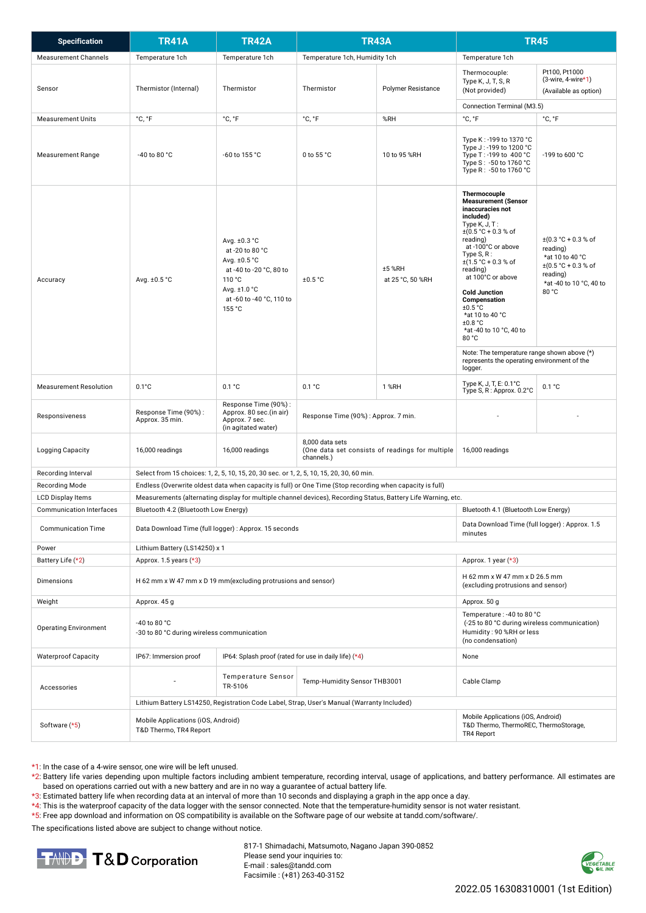| Specification | TR41A | TR42A | TR43A | | TR45 | |
|---|---|---|---|---|---|---|
| Measurement Channels | Temperature 1ch | Temperature 1ch | Temperature 1ch, Humidity 1ch | | Temperature 1ch | |
| Sensor | Thermistor (Internal) | Thermistor | Thermistor | Polymer Resistance | Thermocouple: Type K, J, T, S, R (Not provided) | Pt100, Pt1000 (3-wire, 4-wire*1) (Available as option) |
| | | | | | Connection Terminal (M3.5) | |
| Measurement Units | °C, °F | °C, °F | °C, °F | %RH | °C, °F | °C, °F |
| Measurement Range | -40 to 80 °C | -60 to 155 °C | 0 to 55 °C | 10 to 95 %RH | Type K : -199 to 1370 °C<br>Type J : -199 to 1200 °C<br>Type T : -199 to 400 °C<br>Type S : -50 to 1760 °C<br>Type R : -50 to 1760 °C | -199 to 600 °C |
| Accuracy | Avg. ±0.5 °C | Avg. ±0.3 °C at -20 to 80 °C<br>Avg. ±0.5 °C at -40 to -20 °C, 80 to 110 °C<br>Avg. ±1.0 °C at -60 to -40 °C, 110 to 155 °C | ±0.5 °C | ±5 %RH at 25 °C, 50 %RH | **Thermocouple Measurement (Sensor inaccuracies not included)**<br>Type K, J, T : ±(0.5 °C + 0.3 % of reading) at -100°C or above<br>Type S, R : ±(1.5 °C + 0.3 % of reading) at 100°C or above<br>**Cold Junction Compensation**<br>±0.5 °C *at 10 to 40 °C<br>±0.8 °C *at -40 to 10 °C, 40 to 80 °C | ±(0.3 °C + 0.3 % of reading) *at 10 to 40 °C<br>±(0.5 °C + 0.3 % of reading) *at -40 to 10 °C, 40 to 80 °C |
| | | | | | Note: The temperature range shown above (*) represents the operating environment of the logger. | |
| Measurement Resolution | 0.1°C | 0.1 °C | 0.1 °C | 1 %RH | Type K, J, T, E: 0.1°C<br>Type S, R : Approx. 0.2°C | 0.1 °C |
| Responsiveness | Response Time (90%) : Approx. 35 min. | Response Time (90%) : Approx. 80 sec.(in air) Approx. 7 sec. (in agitated water) | Response Time (90%) : Approx. 7 min. | | - | - |
| Logging Capacity | 16,000 readings | 16,000 readings | 8,000 data sets (One data set consists of readings for multiple channels.) | | 16,000 readings | |
| Recording Interval | Select from 15 choices: 1, 2, 5, 10, 15, 20, 30 sec. or 1, 2, 5, 10, 15, 20, 30, 60 min. | | | | | |
| Recording Mode | Endless (Overwrite oldest data when capacity is full) or One Time (Stop recording when capacity is full) | | | | | |
| LCD Display Items | Measurements (alternating display for multiple channel devices), Recording Status, Battery Life Warning, etc. | | | | | |
| Communication Interfaces | Bluetooth 4.2 (Bluetooth Low Energy) | | | | Bluetooth 4.1 (Bluetooth Low Energy) | |
| Communication Time | Data Download Time (full logger) : Approx. 15 seconds | | | | Data Download Time (full logger) : Approx. 1.5 minutes | |
| Power | Lithium Battery (LS14250) x 1 | | | | | |
| Battery Life (*2) | Approx. 1.5 years (*3) | | | | Approx. 1 year (*3) | |
| Dimensions | H 62 mm x W 47 mm x D 19 mm(excluding protrusions and sensor) | | | | H 62 mm x W 47 mm x D 26.5 mm (excluding protrusions and sensor) | |
| Weight | Approx. 45 g | | | | Approx. 50 g | |
| Operating Environment | -40 to 80 °C<br>-30 to 80 °C during wireless communication | | | | Temperature : -40 to 80 °C (-25 to 80 °C during wireless communication)<br>Humidity : 90 %RH or less (no condensation) | |
| Waterproof Capacity | IP67: Immersion proof | IP64: Splash proof (rated for use in daily life) (*4) | | | None | |
| Accessories | - | Temperature Sensor TR-5106 | Temp-Humidity Sensor THB3001 | | Cable Clamp | |
| | Lithium Battery LS14250, Registration Code Label, Strap, User's Manual (Warranty Included) | | | | | |
| Software (*5) | Mobile Applications (iOS, Android)<br>T&D Thermo, TR4 Report | | | | Mobile Applications (iOS, Android)<br>T&D Thermo, ThermoREC, ThermoStorage, TR4 Report | |

*1: In the case of a 4-wire sensor, one wire will be left unused.
*2: Battery life varies depending upon multiple factors including ambient temperature, recording interval, usage of applications, and battery performance. All estimates are based on operations carried out with a new battery and are in no way a guarantee of actual battery life.
*3: Estimated battery life when recording data at an interval of more than 10 seconds and displaying a graph in the app once a day.
*4: This is the waterproof capacity of the data logger with the sensor connected. Note that the temperature-humidity sensor is not water resistant.
*5: Free app download and information on OS compatibility is available on the Software page of our website at tandd.com/software/.

The specifications listed above are subject to change without notice.

T&D Corporation

817-1 Shimadachi, Matsumoto, Nagano Japan 390-0852
Please send your inquiries to:
E-mail : sales@tandd.com
Facsimile : (+81) 263-40-3152

VEGETABLE OIL INK

2022.05 16308310001 (1st Edition)